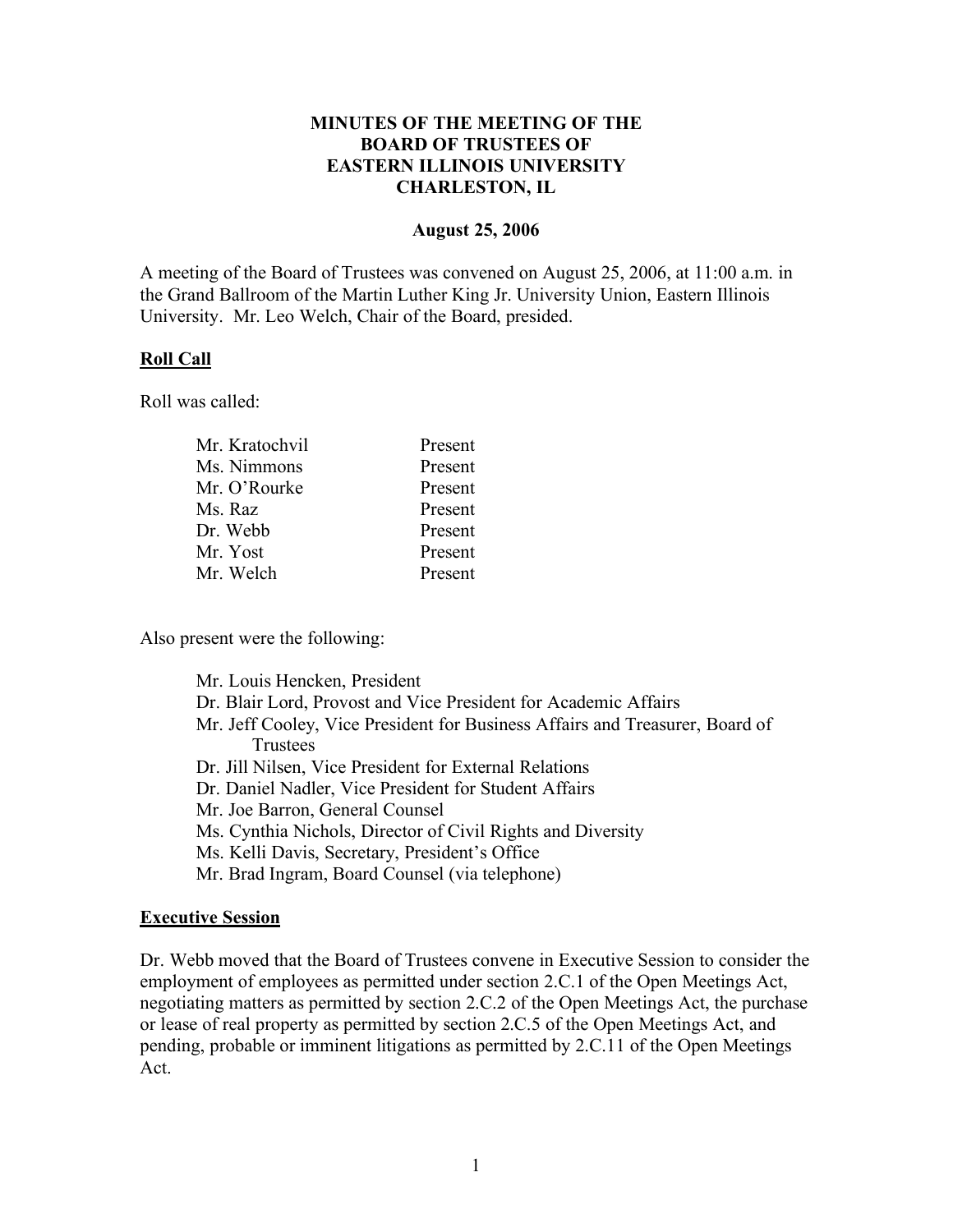# MINUTES OF THE MEETING OF THE BOARD OF TRUSTEES OF EASTERN ILLINOIS UNIVERSITY CHARLESTON, IL

**August 25, 2006**

A meeting of the Board of Trustees was convened on August 25, 2006, at 11:00 a.m. in the Grand Ballroom of the Martin Luther King Jr. University Union, Eastern Illinois University. Mr. Leo Welch, Chair of the Board, presided.

## Roll Call

Roll was called:

| | |
|---|---|
| Mr. Kratochvil | Present |
| Ms. Nimmons | Present |
| Mr. O'Rourke | Present |
| Ms. Raz | Present |
| Dr. Webb | Present |
| Mr. Yost | Present |
| Mr. Welch | Present |

Also present were the following:

- Mr. Louis Hencken, President
- Dr. Blair Lord, Provost and Vice President for Academic Affairs
- Mr. Jeff Cooley, Vice President for Business Affairs and Treasurer, Board of Trustees
- Dr. Jill Nilsen, Vice President for External Relations
- Dr. Daniel Nadler, Vice President for Student Affairs
- Mr. Joe Barron, General Counsel
- Ms. Cynthia Nichols, Director of Civil Rights and Diversity
- Ms. Kelli Davis, Secretary, President's Office
- Mr. Brad Ingram, Board Counsel (via telephone)

## Executive Session

Dr. Webb moved that the Board of Trustees convene in Executive Session to consider the employment of employees as permitted under section 2.C.1 of the Open Meetings Act, negotiating matters as permitted by section 2.C.2 of the Open Meetings Act, the purchase or lease of real property as permitted by section 2.C.5 of the Open Meetings Act, and pending, probable or imminent litigations as permitted by 2.C.11 of the Open Meetings Act.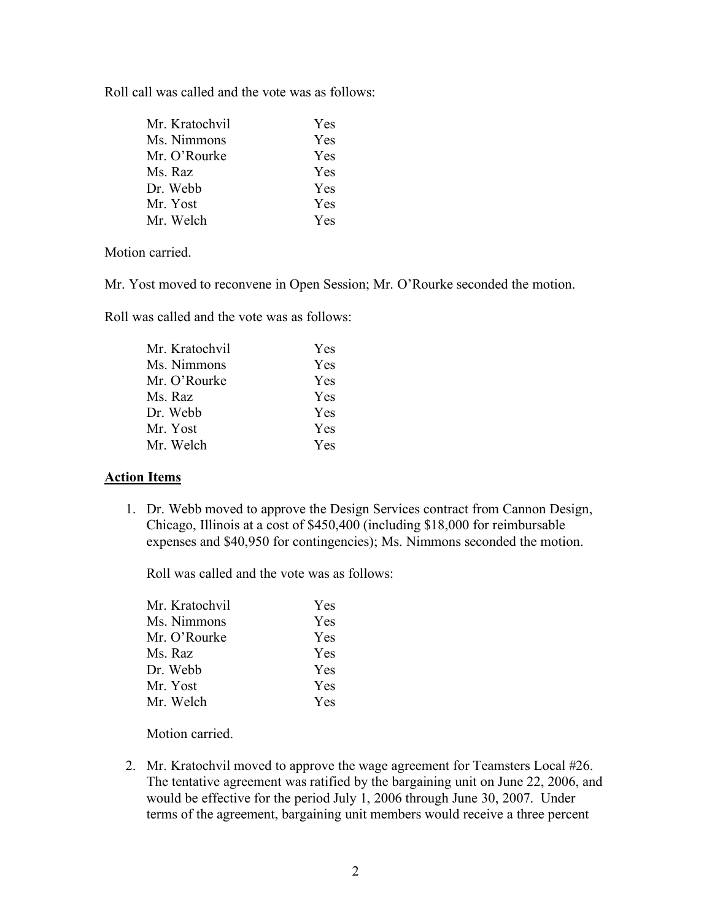Roll call was called and the vote was as follows:

| | |
|---|---|
| Mr. Kratochvil | Yes |
| Ms. Nimmons | Yes |
| Mr. O'Rourke | Yes |
| Ms. Raz | Yes |
| Dr. Webb | Yes |
| Mr. Yost | Yes |
| Mr. Welch | Yes |

Motion carried.

Mr. Yost moved to reconvene in Open Session; Mr. O'Rourke seconded the motion.

Roll was called and the vote was as follows:

| | |
|---|---|
| Mr. Kratochvil | Yes |
| Ms. Nimmons | Yes |
| Mr. O'Rourke | Yes |
| Ms. Raz | Yes |
| Dr. Webb | Yes |
| Mr. Yost | Yes |
| Mr. Welch | Yes |

**Action Items**

1. Dr. Webb moved to approve the Design Services contract from Cannon Design, Chicago, Illinois at a cost of $450,400 (including $18,000 for reimbursable expenses and $40,950 for contingencies); Ms. Nimmons seconded the motion.

   Roll was called and the vote was as follows:

   | | |
   |---|---|
   | Mr. Kratochvil | Yes |
   | Ms. Nimmons | Yes |
   | Mr. O'Rourke | Yes |
   | Ms. Raz | Yes |
   | Dr. Webb | Yes |
   | Mr. Yost | Yes |
   | Mr. Welch | Yes |

   Motion carried.

2. Mr. Kratochvil moved to approve the wage agreement for Teamsters Local #26. The tentative agreement was ratified by the bargaining unit on June 22, 2006, and would be effective for the period July 1, 2006 through June 30, 2007. Under terms of the agreement, bargaining unit members would receive a three percent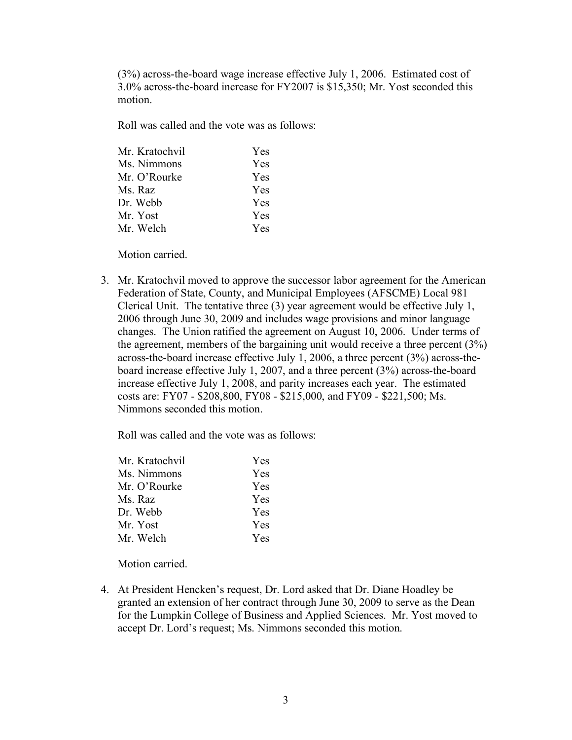(3%) across-the-board wage increase effective July 1, 2006. Estimated cost of 3.0% across-the-board increase for FY2007 is $15,350; Mr. Yost seconded this motion.

Roll was called and the vote was as follows:

| | |
|---|---|
| Mr. Kratochvil | Yes |
| Ms. Nimmons | Yes |
| Mr. O'Rourke | Yes |
| Ms. Raz | Yes |
| Dr. Webb | Yes |
| Mr. Yost | Yes |
| Mr. Welch | Yes |

Motion carried.

3. Mr. Kratochvil moved to approve the successor labor agreement for the American Federation of State, County, and Municipal Employees (AFSCME) Local 981 Clerical Unit. The tentative three (3) year agreement would be effective July 1, 2006 through June 30, 2009 and includes wage provisions and minor language changes. The Union ratified the agreement on August 10, 2006. Under terms of the agreement, members of the bargaining unit would receive a three percent (3%) across-the-board increase effective July 1, 2006, a three percent (3%) across-the-board increase effective July 1, 2007, and a three percent (3%) across-the-board increase effective July 1, 2008, and parity increases each year. The estimated costs are: FY07 - $208,800, FY08 - $215,000, and FY09 - $221,500; Ms. Nimmons seconded this motion.

   Roll was called and the vote was as follows:

   | | |
   |---|---|
   | Mr. Kratochvil | Yes |
   | Ms. Nimmons | Yes |
   | Mr. O'Rourke | Yes |
   | Ms. Raz | Yes |
   | Dr. Webb | Yes |
   | Mr. Yost | Yes |
   | Mr. Welch | Yes |

   Motion carried.

4. At President Hencken's request, Dr. Lord asked that Dr. Diane Hoadley be granted an extension of her contract through June 30, 2009 to serve as the Dean for the Lumpkin College of Business and Applied Sciences. Mr. Yost moved to accept Dr. Lord's request; Ms. Nimmons seconded this motion.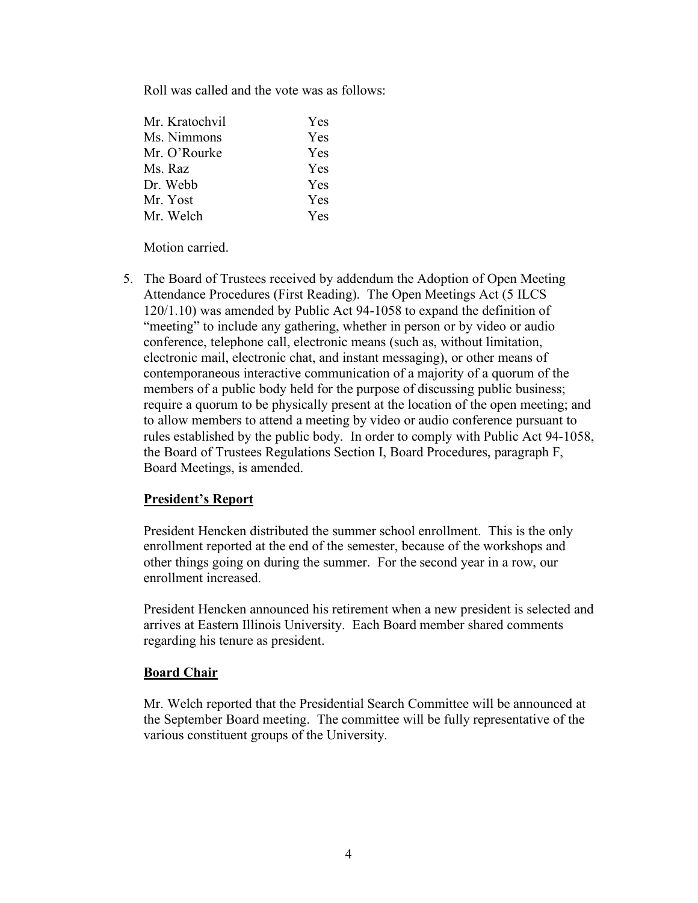Roll was called and the vote was as follows:

| | |
|---|---|
| Mr. Kratochvil | Yes |
| Ms. Nimmons | Yes |
| Mr. O'Rourke | Yes |
| Ms. Raz | Yes |
| Dr. Webb | Yes |
| Mr. Yost | Yes |
| Mr. Welch | Yes |

Motion carried.

5. The Board of Trustees received by addendum the Adoption of Open Meeting Attendance Procedures (First Reading). The Open Meetings Act (5 ILCS 120/1.10) was amended by Public Act 94-1058 to expand the definition of "meeting" to include any gathering, whether in person or by video or audio conference, telephone call, electronic means (such as, without limitation, electronic mail, electronic chat, and instant messaging), or other means of contemporaneous interactive communication of a majority of a quorum of the members of a public body held for the purpose of discussing public business; require a quorum to be physically present at the location of the open meeting; and to allow members to attend a meeting by video or audio conference pursuant to rules established by the public body. In order to comply with Public Act 94-1058, the Board of Trustees Regulations Section I, Board Procedures, paragraph F, Board Meetings, is amended.

**President's Report**

President Hencken distributed the summer school enrollment. This is the only enrollment reported at the end of the semester, because of the workshops and other things going on during the summer. For the second year in a row, our enrollment increased.

President Hencken announced his retirement when a new president is selected and arrives at Eastern Illinois University. Each Board member shared comments regarding his tenure as president.

**Board Chair**

Mr. Welch reported that the Presidential Search Committee will be announced at the September Board meeting. The committee will be fully representative of the various constituent groups of the University.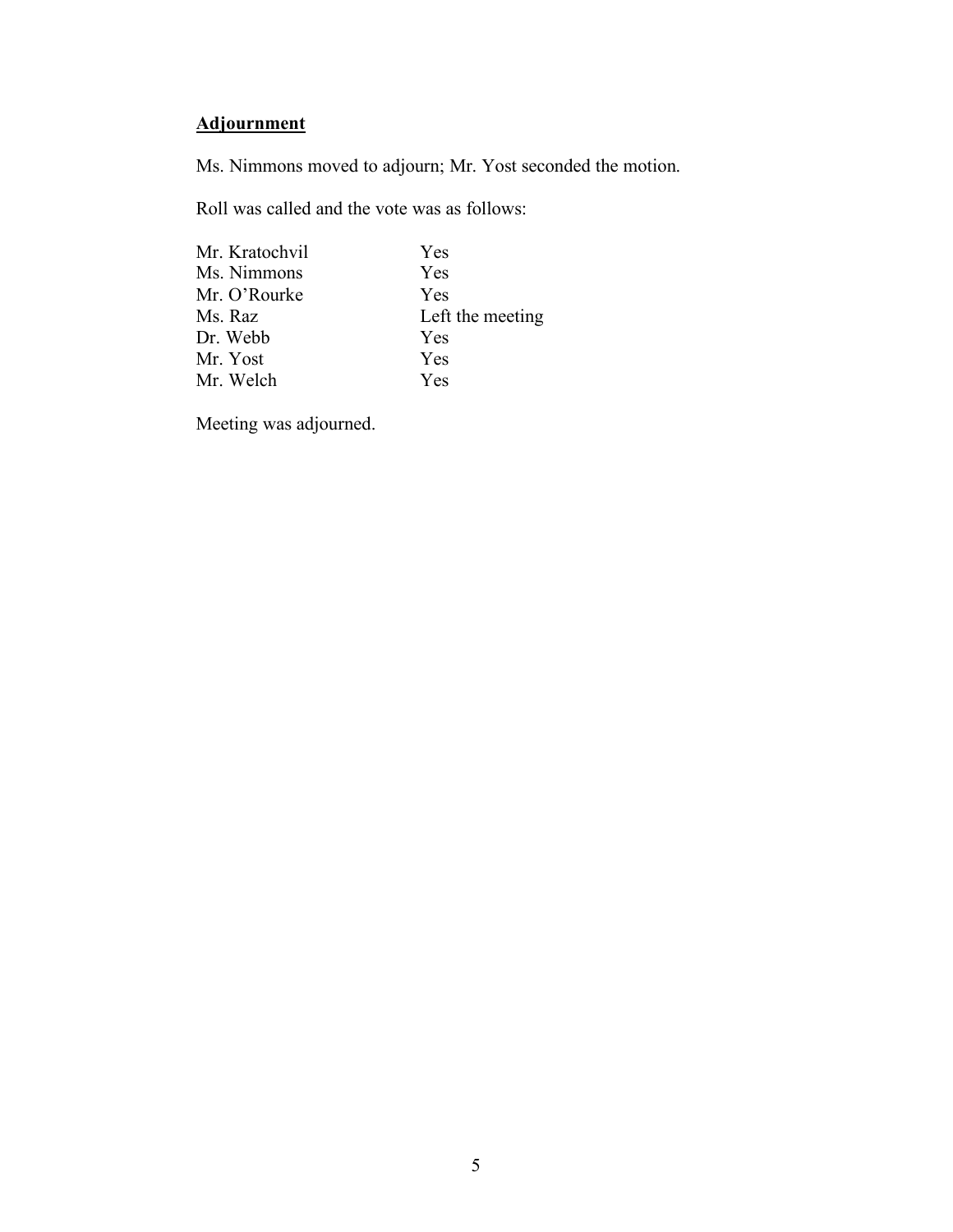**<u>Adjournment</u>**

Ms. Nimmons moved to adjourn; Mr. Yost seconded the motion.

Roll was called and the vote was as follows:

| | |
|---|---|
| Mr. Kratochvil | Yes |
| Ms. Nimmons | Yes |
| Mr. O'Rourke | Yes |
| Ms. Raz | Left the meeting |
| Dr. Webb | Yes |
| Mr. Yost | Yes |
| Mr. Welch | Yes |

Meeting was adjourned.